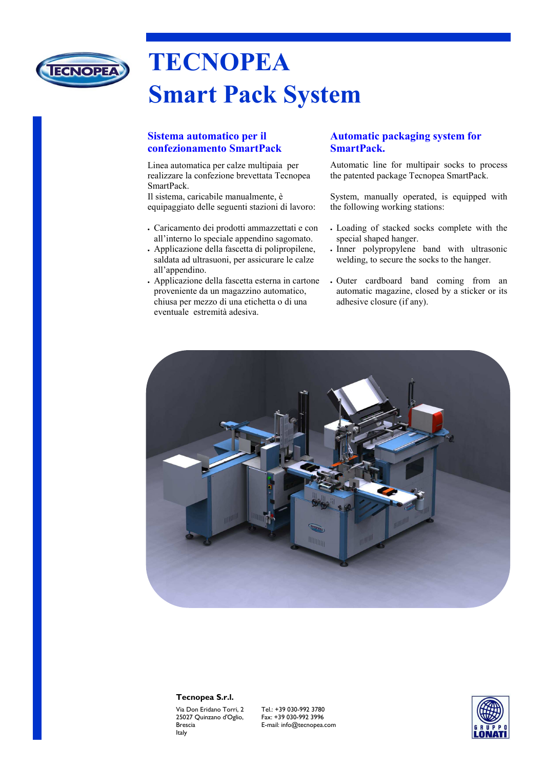# TECNOPEA
# Smart Pack System

## Sistema automatico per il confezionamento SmartPack

Linea automatica per calze multipaia per realizzare la confezione brevettata Tecnopea SmartPack.
Il sistema, caricabile manualmente, è equipaggiato delle seguenti stazioni di lavoro:

- Caricamento dei prodotti ammazzettati e con all'interno lo speciale appendino sagomato.
- Applicazione della fascetta di polipropilene, saldata ad ultrasuoni, per assicurare le calze all'appendino.
- Applicazione della fascetta esterna in cartone proveniente da un magazzino automatico, chiusa per mezzo di una etichetta o di una eventuale estremità adesiva.

## Automatic packaging system for SmartPack.

Automatic line for multipair socks to process the patented package Tecnopea SmartPack.

System, manually operated, is equipped with the following working stations:

- Loading of stacked socks complete with the special shaped hanger.
- Inner polypropylene band with ultrasonic welding, to secure the socks to the hanger.
- Outer cardboard band coming from an automatic magazine, closed by a sticker or its adhesive closure (if any).

**Tecnopea S.r.l.**

Via Don Eridano Torri, 2
25027 Quinzano d'Oglio,
Brescia
Italy

Tel.: +39 030-992 3780
Fax: +39 030-992 3996
E-mail: info@tecnopea.com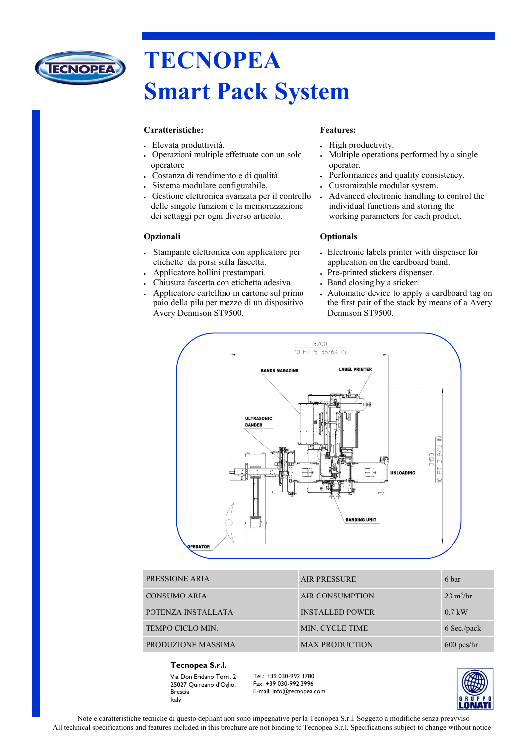# TECNOPEA
# Smart Pack System

**Caratteristiche:**

- Elevata produttività.
- Operazioni multiple effettuate con un solo operatore
- Costanza di rendimento e di qualità.
- Sistema modulare configurabile.
- Gestione elettronica avanzata per il controllo delle singole funzioni e la memorizzazione dei settaggi per ogni diverso articolo.

**Features:**

- High productivity.
- Multiple operations performed by a single operator.
- Performances and quality consistency.
- Customizable modular system.
- Advanced electronic handling to control the individual functions and storing the working parameters for each product.

**Opzionali**

- Stampante elettronica con applicatore per etichette da porsi sulla fascetta.
- Applicatore bollini prestampati.
- Chiusura fascetta con etichetta adesiva
- Applicatore cartellino in cartone sul primo paio della pila per mezzo di un dispositivo Avery Dennison ST9500.

**Optionals**

- Electronic labels printer with dispenser for application on the cardboard band.
- Pre-printed stickers dispenser.
- Band closing by a sticker.
- Automatic device to apply a cardboard tag on the first pair of the stack by means of a Avery Dennison ST9500.

3200
10 FT 5 35/64 IN

BANDS MAGAZINE
LABEL PRINTER
ULTRASONIC BANDER
UNLOADING
BANDING UNIT
OPERATOR

3150
10 FT 3 9/16 IN

| PRESSIONE ARIA | AIR PRESSURE | 6 bar |
|---|---|---|
| CONSUMO ARIA | AIR CONSUMPTION | 23 $m^3$/hr |
| POTENZA INSTALLATA | INSTALLED POWER | 0,7 kW |
| TEMPO CICLO MIN. | MIN. CYCLE TIME | 6 Sec./pack |
| PRODUZIONE MASSIMA | MAX PRODUCTION | 600 pcs/hr |

**Tecnopea S.r.l.**

Via Don Eridano Torri, 2
25027 Quinzano d'Oglio, Brescia
Italy

Tel.: +39 030-992 3780
Fax: +39 030-992 3996
E-mail: info@tecnopea.com

GRUPPO LONATI

Note e caratteristiche tecniche di questo depliant non sono impegnative per la Tecnopea S.r.l. Soggetto a modifiche senza preavviso
All technical specifications and features included in this brochure are not binding to Tecnopea S.r.l. Specifications subject to change without notice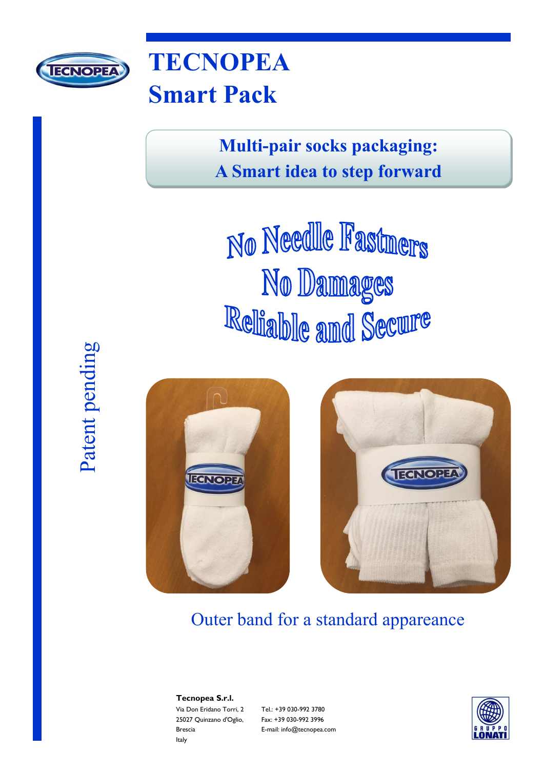# TECNOPEA
# Smart Pack

**Multi-pair socks packaging:**
**A Smart idea to step forward**

No Needle Fastners
No Damages
Reliable and Secure

Patent pending

Outer band for a standard appareance

**Tecnopea S.r.l.**
Via Don Eridano Torri, 2
25027 Quinzano d'Oglio,
Brescia
Italy

Tel.: +39 030-992 3780
Fax: +39 030-992 3996
E-mail: info@tecnopea.com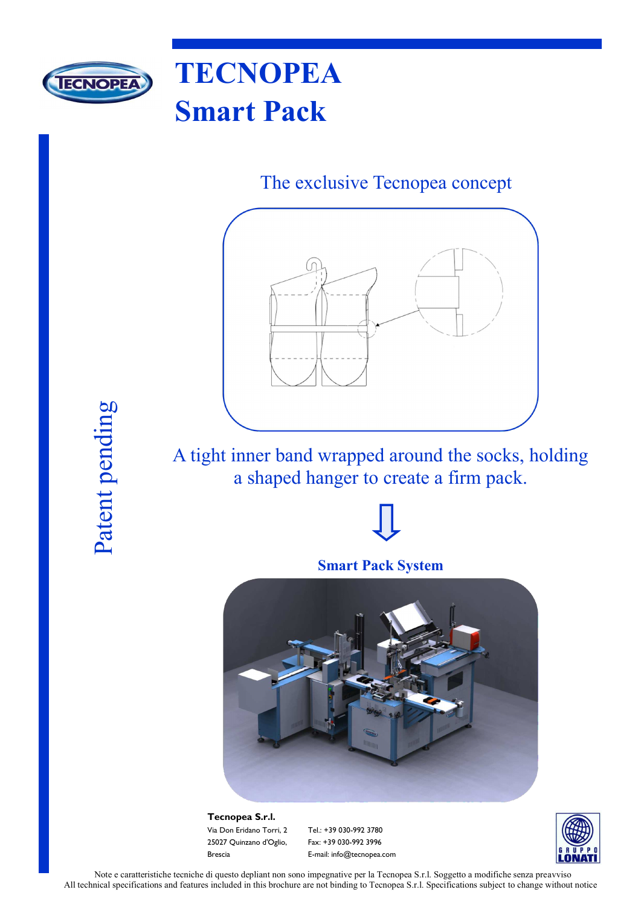# TECNOPEA
# Smart Pack

Patent pending

The exclusive Tecnopea concept

A tight inner band wrapped around the socks, holding a shaped hanger to create a firm pack.

⇩

**Smart Pack System**

**Tecnopea S.r.l.**
Via Don Eridano Torri, 2
25027 Quinzano d'Oglio,
Brescia

Tel.: +39 030-992 3780
Fax: +39 030-992 3996
E-mail: info@tecnopea.com

GRUPPO LONATI

Note e caratteristiche tecniche di questo depliant non sono impegnative per la Tecnopea S.r.l. Soggetto a modifiche senza preavviso
All technical specifications and features included in this brochure are not binding to Tecnopea S.r.l. Specifications subject to change without notice